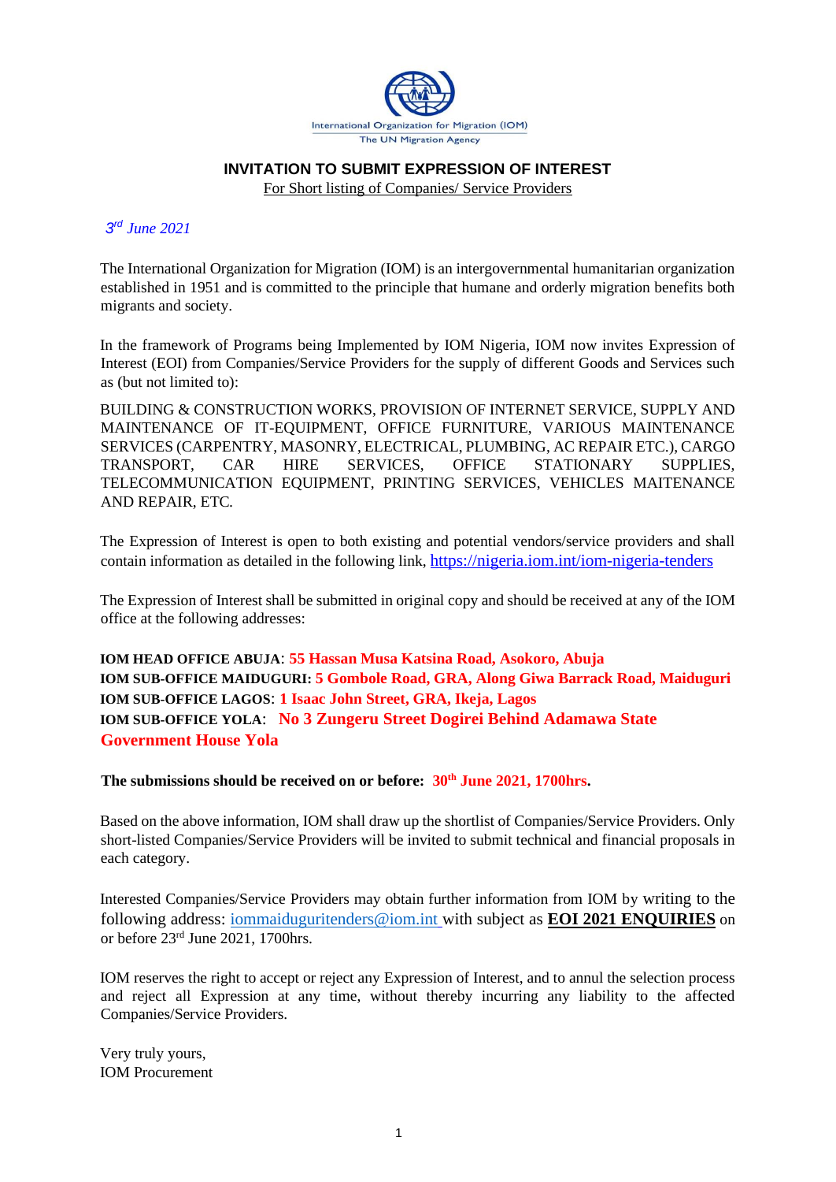International Organization for Migration (IOM)
The UN Migration Agency

## INVITATION TO SUBMIT EXPRESSION OF INTEREST

For Short listing of Companies/ Service Providers

*3rd June 2021*

The International Organization for Migration (IOM) is an intergovernmental humanitarian organization established in 1951 and is committed to the principle that humane and orderly migration benefits both migrants and society.

In the framework of Programs being Implemented by IOM Nigeria, IOM now invites Expression of Interest (EOI) from Companies/Service Providers for the supply of different Goods and Services such as (but not limited to):

BUILDING & CONSTRUCTION WORKS, PROVISION OF INTERNET SERVICE, SUPPLY AND MAINTENANCE OF IT-EQUIPMENT, OFFICE FURNITURE, VARIOUS MAINTENANCE SERVICES (CARPENTRY, MASONRY, ELECTRICAL, PLUMBING, AC REPAIR ETC.), CARGO TRANSPORT, CAR HIRE SERVICES, OFFICE STATIONARY SUPPLIES, TELECOMMUNICATION EQUIPMENT, PRINTING SERVICES, VEHICLES MAITENANCE AND REPAIR, ETC.

The Expression of Interest is open to both existing and potential vendors/service providers and shall contain information as detailed in the following link, https://nigeria.iom.int/iom-nigeria-tenders

The Expression of Interest shall be submitted in original copy and should be received at any of the IOM office at the following addresses:

**IOM HEAD OFFICE ABUJA**: **55 Hassan Musa Katsina Road, Asokoro, Abuja**
**IOM SUB-OFFICE MAIDUGURI: 5 Gombole Road, GRA, Along Giwa Barrack Road, Maiduguri**
**IOM SUB-OFFICE LAGOS**: **1 Isaac John Street, GRA, Ikeja, Lagos**
**IOM SUB-OFFICE YOLA**: **No 3 Zungeru Street Dogirei Behind Adamawa State Government House Yola**

**The submissions should be received on or before: 30th June 2021, 1700hrs.**

Based on the above information, IOM shall draw up the shortlist of Companies/Service Providers. Only short-listed Companies/Service Providers will be invited to submit technical and financial proposals in each category.

Interested Companies/Service Providers may obtain further information from IOM by writing to the following address: iommaiduguritenders@iom.int with subject as **EOI 2021 ENQUIRIES** on or before 23rd June 2021, 1700hrs.

IOM reserves the right to accept or reject any Expression of Interest, and to annul the selection process and reject all Expression at any time, without thereby incurring any liability to the affected Companies/Service Providers.

Very truly yours,
IOM Procurement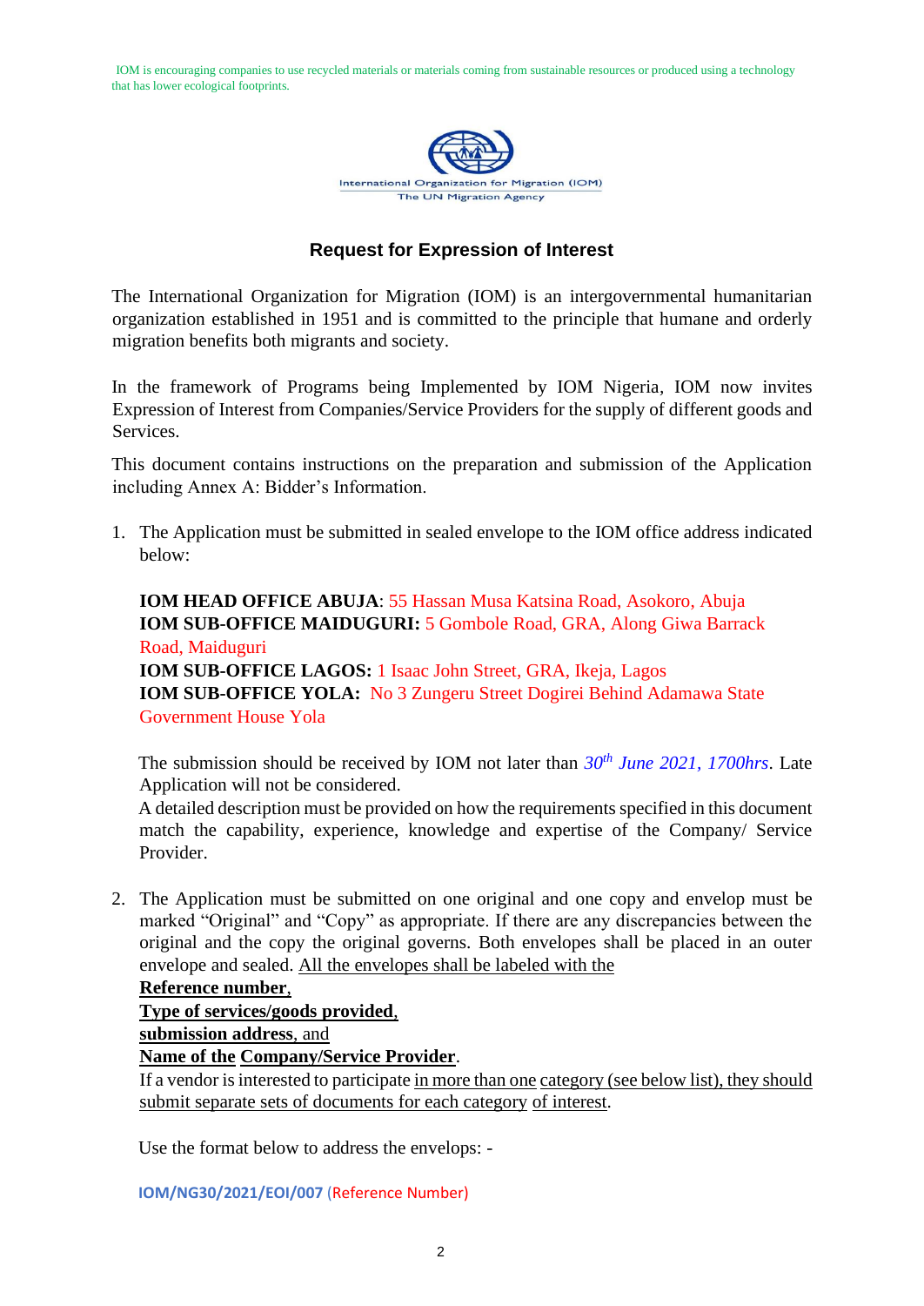IOM is encouraging companies to use recycled materials or materials coming from sustainable resources or produced using a technology that has lower ecological footprints.

International Organization for Migration (IOM)
The UN Migration Agency

## Request for Expression of Interest

The International Organization for Migration (IOM) is an intergovernmental humanitarian organization established in 1951 and is committed to the principle that humane and orderly migration benefits both migrants and society.

In the framework of Programs being Implemented by IOM Nigeria, IOM now invites Expression of Interest from Companies/Service Providers for the supply of different goods and Services.

This document contains instructions on the preparation and submission of the Application including Annex A: Bidder's Information.

1. The Application must be submitted in sealed envelope to the IOM office address indicated below:

   **IOM HEAD OFFICE ABUJA**: 55 Hassan Musa Katsina Road, Asokoro, Abuja
   **IOM SUB-OFFICE MAIDUGURI:** 5 Gombole Road, GRA, Along Giwa Barrack Road, Maiduguri
   **IOM SUB-OFFICE LAGOS:** 1 Isaac John Street, GRA, Ikeja, Lagos
   **IOM SUB-OFFICE YOLA:** No 3 Zungeru Street Dogirei Behind Adamawa State Government House Yola

   The submission should be received by IOM not later than *30th June 2021, 1700hrs*. Late Application will not be considered.
   A detailed description must be provided on how the requirements specified in this document match the capability, experience, knowledge and expertise of the Company/ Service Provider.

2. The Application must be submitted on one original and one copy and envelop must be marked "Original" and "Copy" as appropriate. If there are any discrepancies between the original and the copy the original governs. Both envelopes shall be placed in an outer envelope and sealed. All the envelopes shall be labeled with the
   **Reference number**,
   **Type of services/goods provided**,
   **submission address**, and
   **Name of the Company/Service Provider**.
   If a vendor is interested to participate in more than one category (see below list), they should submit separate sets of documents for each category of interest.

   Use the format below to address the envelops: -

   **IOM/NG30/2021/EOI/007** (Reference Number)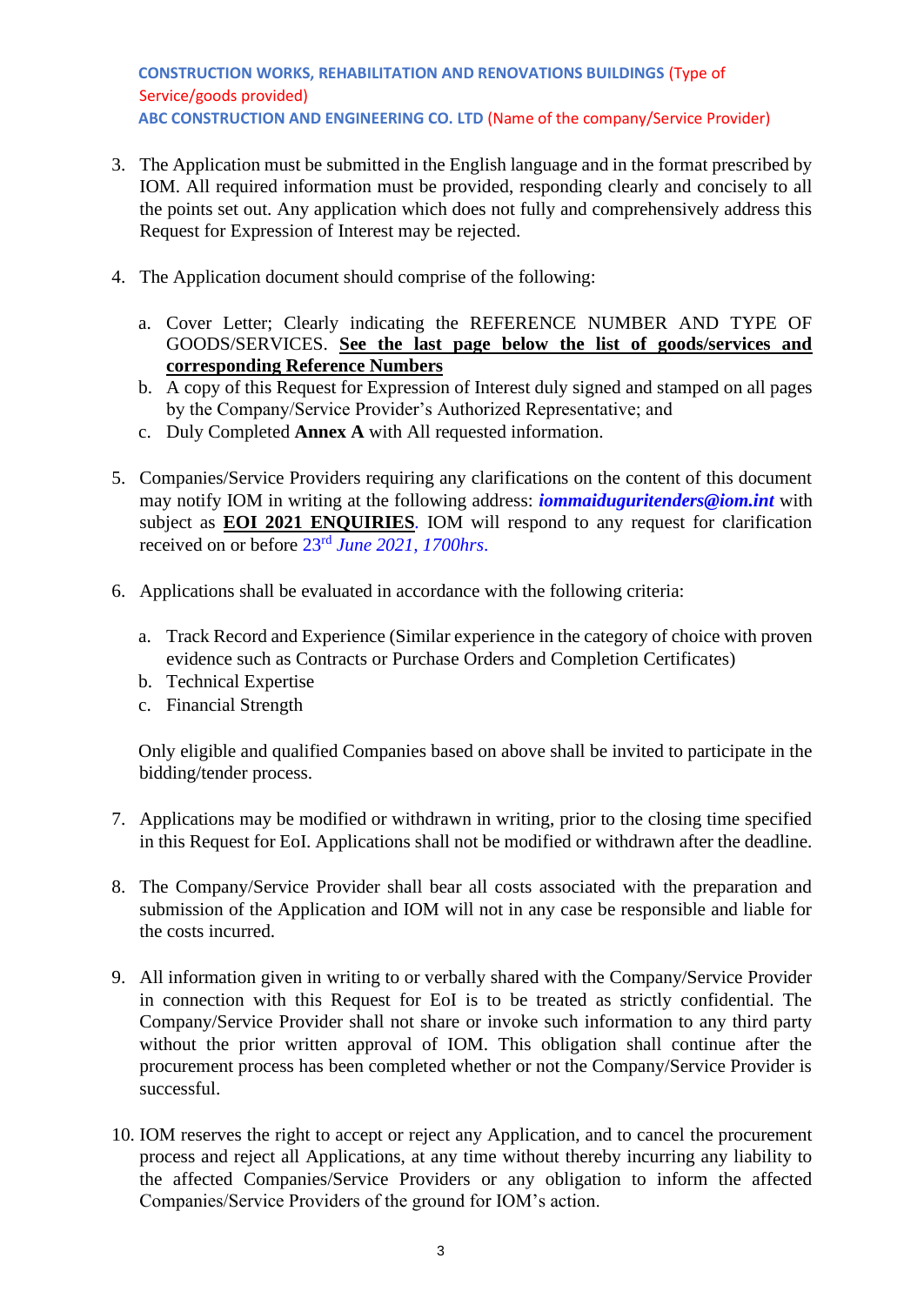**CONSTRUCTION WORKS, REHABILITATION AND RENOVATIONS BUILDINGS** (Type of Service/goods provided)
**ABC CONSTRUCTION AND ENGINEERING CO. LTD** (Name of the company/Service Provider)

3. The Application must be submitted in the English language and in the format prescribed by IOM. All required information must be provided, responding clearly and concisely to all the points set out. Any application which does not fully and comprehensively address this Request for Expression of Interest may be rejected.

4. The Application document should comprise of the following:

   a. Cover Letter; Clearly indicating the REFERENCE NUMBER AND TYPE OF GOODS/SERVICES. **<u>See the last page below the list of goods/services and corresponding Reference Numbers</u>**
   b. A copy of this Request for Expression of Interest duly signed and stamped on all pages by the Company/Service Provider's Authorized Representative; and
   c. Duly Completed **Annex A** with All requested information.

5. Companies/Service Providers requiring any clarifications on the content of this document may notify IOM in writing at the following address: ***iommaiduguritenders@iom.int*** with subject as **<u>EOI 2021 ENQUIRIES</u>**. IOM will respond to any request for clarification received on or before 23rd *June 2021, 1700hrs*.

6. Applications shall be evaluated in accordance with the following criteria:

   a. Track Record and Experience (Similar experience in the category of choice with proven evidence such as Contracts or Purchase Orders and Completion Certificates)
   b. Technical Expertise
   c. Financial Strength

   Only eligible and qualified Companies based on above shall be invited to participate in the bidding/tender process.

7. Applications may be modified or withdrawn in writing, prior to the closing time specified in this Request for EoI. Applications shall not be modified or withdrawn after the deadline.

8. The Company/Service Provider shall bear all costs associated with the preparation and submission of the Application and IOM will not in any case be responsible and liable for the costs incurred.

9. All information given in writing to or verbally shared with the Company/Service Provider in connection with this Request for EoI is to be treated as strictly confidential. The Company/Service Provider shall not share or invoke such information to any third party without the prior written approval of IOM. This obligation shall continue after the procurement process has been completed whether or not the Company/Service Provider is successful.

10. IOM reserves the right to accept or reject any Application, and to cancel the procurement process and reject all Applications, at any time without thereby incurring any liability to the affected Companies/Service Providers or any obligation to inform the affected Companies/Service Providers of the ground for IOM's action.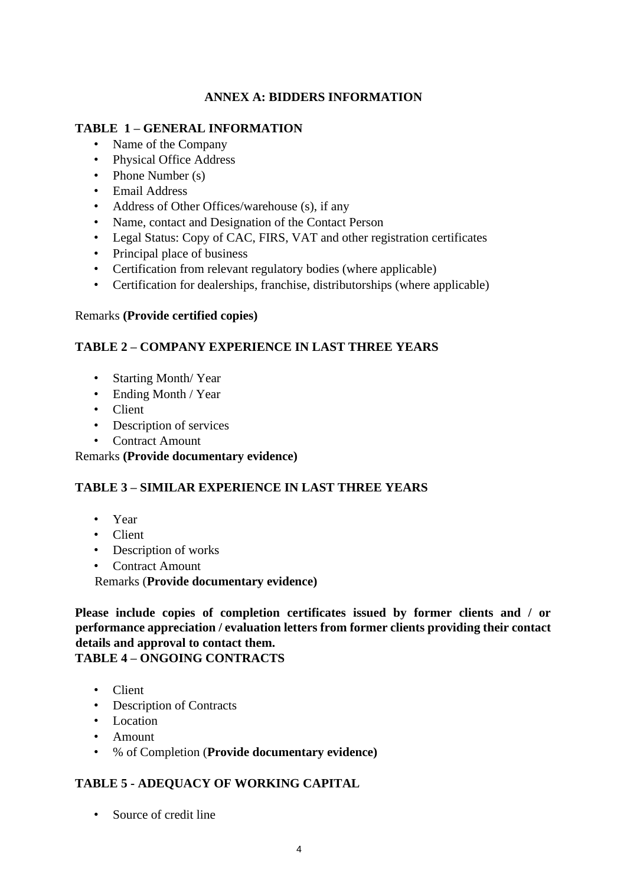## ANNEX A: BIDDERS INFORMATION

**TABLE 1 – GENERAL INFORMATION**

- Name of the Company
- Physical Office Address
- Phone Number (s)
- Email Address
- Address of Other Offices/warehouse (s), if any
- Name, contact and Designation of the Contact Person
- Legal Status: Copy of CAC, FIRS, VAT and other registration certificates
- Principal place of business
- Certification from relevant regulatory bodies (where applicable)
- Certification for dealerships, franchise, distributorships (where applicable)

Remarks **(Provide certified copies)**

**TABLE 2 – COMPANY EXPERIENCE IN LAST THREE YEARS**

- Starting Month/ Year
- Ending Month / Year
- Client
- Description of services
- Contract Amount

Remarks **(Provide documentary evidence)**

**TABLE 3 – SIMILAR EXPERIENCE IN LAST THREE YEARS**

- Year
- Client
- Description of works
- Contract Amount

Remarks (**Provide documentary evidence)**

**Please include copies of completion certificates issued by former clients and / or performance appreciation / evaluation letters from former clients providing their contact details and approval to contact them.**

**TABLE 4 – ONGOING CONTRACTS**

- Client
- Description of Contracts
- Location
- Amount
- % of Completion (**Provide documentary evidence)**

**TABLE 5 - ADEQUACY OF WORKING CAPITAL**

- Source of credit line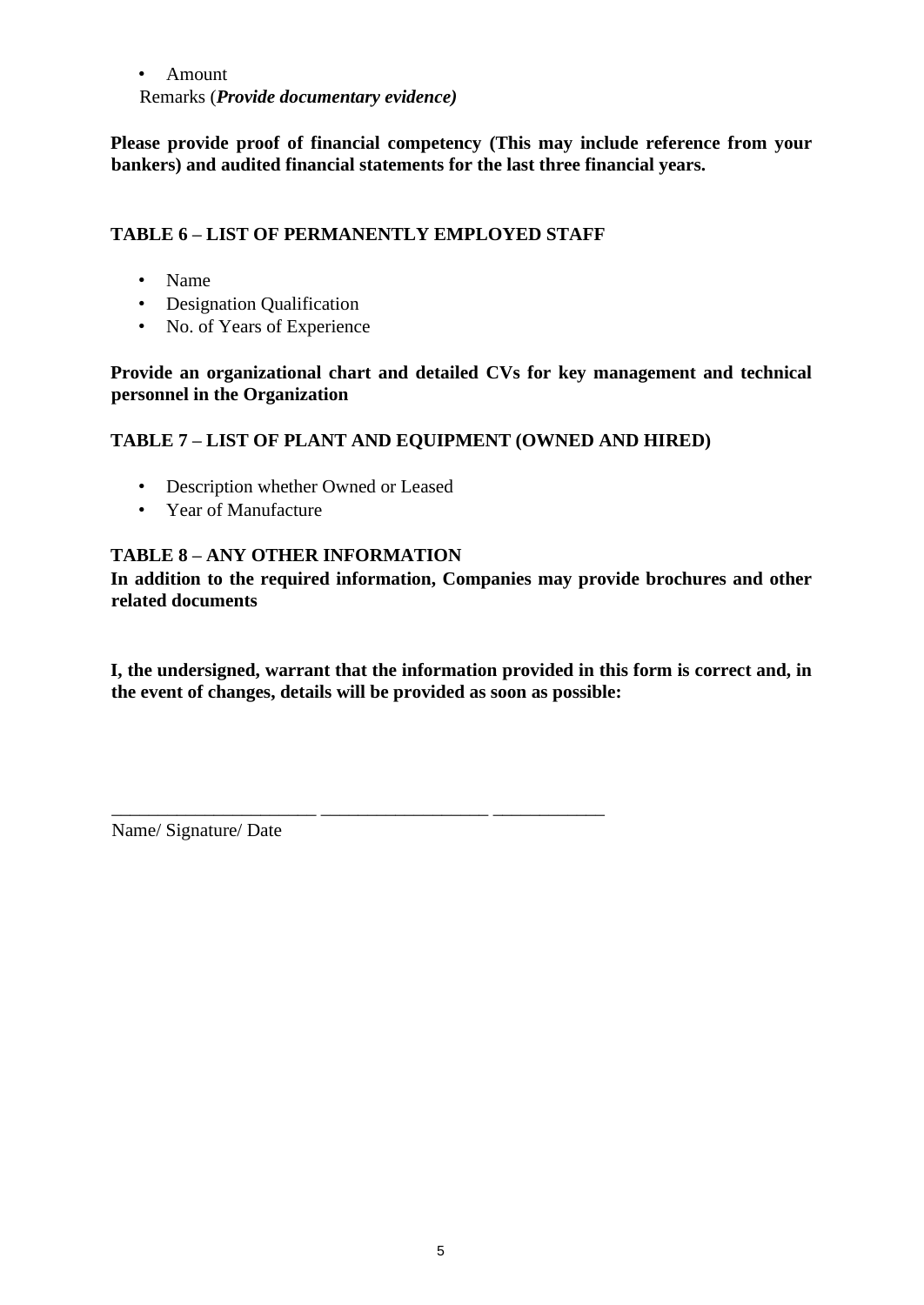- Amount

Remarks (***Provide documentary evidence)***

**Please provide proof of financial competency (This may include reference from your bankers) and audited financial statements for the last three financial years.**

**TABLE 6 – LIST OF PERMANENTLY EMPLOYED STAFF**

- Name
- Designation Qualification
- No. of Years of Experience

**Provide an organizational chart and detailed CVs for key management and technical personnel in the Organization**

**TABLE 7 – LIST OF PLANT AND EQUIPMENT (OWNED AND HIRED)**

- Description whether Owned or Leased
- Year of Manufacture

**TABLE 8 – ANY OTHER INFORMATION**

**In addition to the required information, Companies may provide brochures and other related documents**

**I, the undersigned, warrant that the information provided in this form is correct and, in the event of changes, details will be provided as soon as possible:**

______________________ _________________ ____________

Name/ Signature/ Date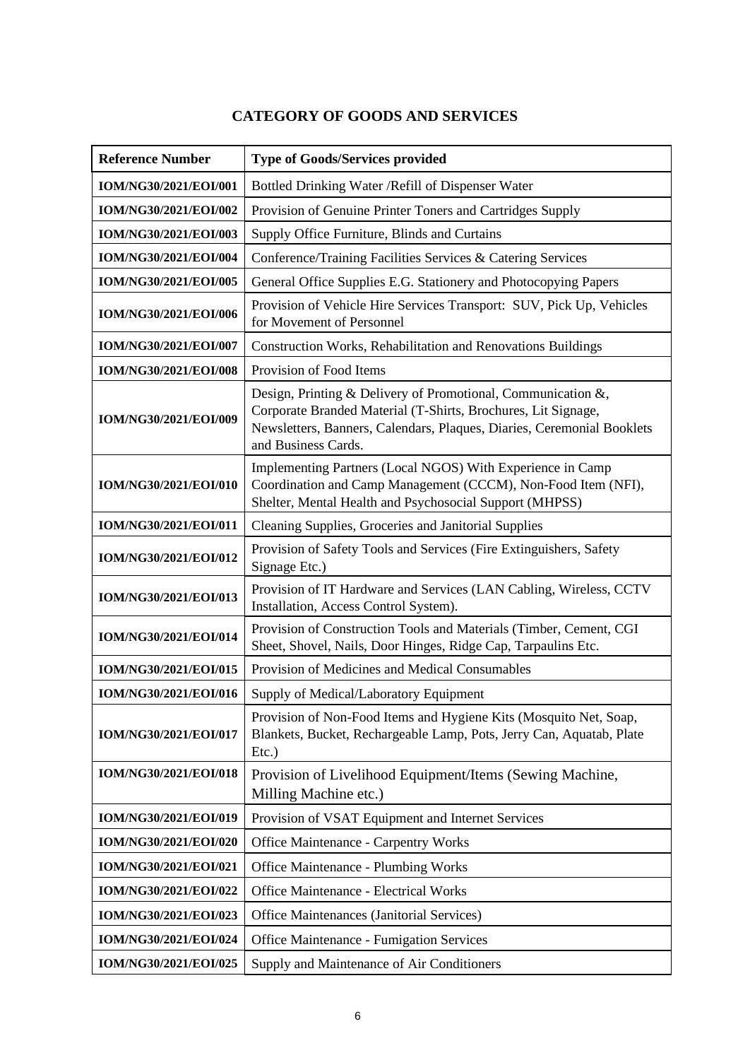## CATEGORY OF GOODS AND SERVICES

| Reference Number | Type of Goods/Services provided |
|---|---|
| **IOM/NG30/2021/EOI/001** | Bottled Drinking Water /Refill of Dispenser Water |
| **IOM/NG30/2021/EOI/002** | Provision of Genuine Printer Toners and Cartridges Supply |
| **IOM/NG30/2021/EOI/003** | Supply Office Furniture, Blinds and Curtains |
| **IOM/NG30/2021/EOI/004** | Conference/Training Facilities Services & Catering Services |
| **IOM/NG30/2021/EOI/005** | General Office Supplies E.G. Stationery and Photocopying Papers |
| **IOM/NG30/2021/EOI/006** | Provision of Vehicle Hire Services Transport: SUV, Pick Up, Vehicles for Movement of Personnel |
| **IOM/NG30/2021/EOI/007** | Construction Works, Rehabilitation and Renovations Buildings |
| **IOM/NG30/2021/EOI/008** | Provision of Food Items |
| **IOM/NG30/2021/EOI/009** | Design, Printing & Delivery of Promotional, Communication &, Corporate Branded Material (T-Shirts, Brochures, Lit Signage, Newsletters, Banners, Calendars, Plaques, Diaries, Ceremonial Booklets and Business Cards. |
| **IOM/NG30/2021/EOI/010** | Implementing Partners (Local NGOS) With Experience in Camp Coordination and Camp Management (CCCM), Non-Food Item (NFI), Shelter, Mental Health and Psychosocial Support (MHPSS) |
| **IOM/NG30/2021/EOI/011** | Cleaning Supplies, Groceries and Janitorial Supplies |
| **IOM/NG30/2021/EOI/012** | Provision of Safety Tools and Services (Fire Extinguishers, Safety Signage Etc.) |
| **IOM/NG30/2021/EOI/013** | Provision of IT Hardware and Services (LAN Cabling, Wireless, CCTV Installation, Access Control System). |
| **IOM/NG30/2021/EOI/014** | Provision of Construction Tools and Materials (Timber, Cement, CGI Sheet, Shovel, Nails, Door Hinges, Ridge Cap, Tarpaulins Etc. |
| **IOM/NG30/2021/EOI/015** | Provision of Medicines and Medical Consumables |
| **IOM/NG30/2021/EOI/016** | Supply of Medical/Laboratory Equipment |
| **IOM/NG30/2021/EOI/017** | Provision of Non-Food Items and Hygiene Kits (Mosquito Net, Soap, Blankets, Bucket, Rechargeable Lamp, Pots, Jerry Can, Aquatab, Plate Etc.) |
| **IOM/NG30/2021/EOI/018** | Provision of Livelihood Equipment/Items (Sewing Machine, Milling Machine etc.) |
| **IOM/NG30/2021/EOI/019** | Provision of VSAT Equipment and Internet Services |
| **IOM/NG30/2021/EOI/020** | Office Maintenance - Carpentry Works |
| **IOM/NG30/2021/EOI/021** | Office Maintenance - Plumbing Works |
| **IOM/NG30/2021/EOI/022** | Office Maintenance - Electrical Works |
| **IOM/NG30/2021/EOI/023** | Office Maintenances (Janitorial Services) |
| **IOM/NG30/2021/EOI/024** | Office Maintenance - Fumigation Services |
| **IOM/NG30/2021/EOI/025** | Supply and Maintenance of Air Conditioners |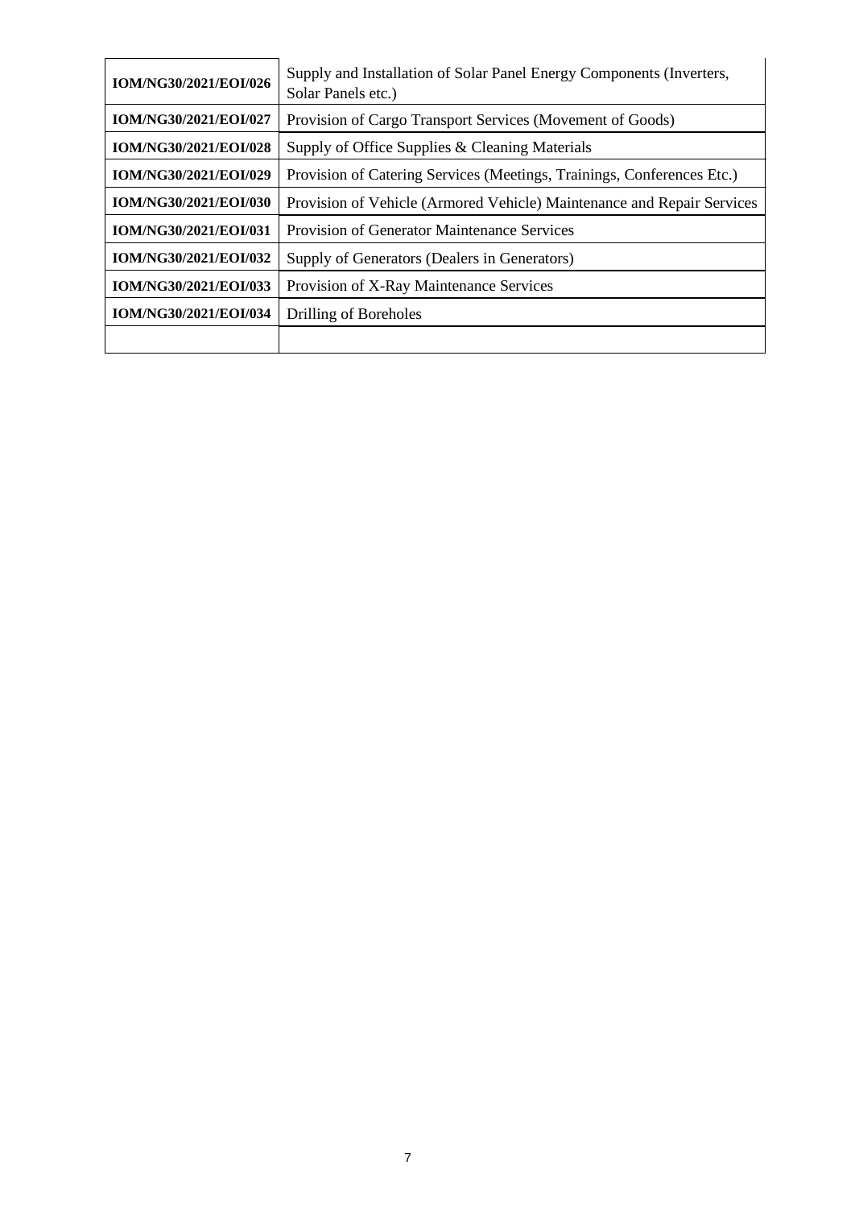| | |
|---|---|
| **IOM/NG30/2021/EOI/026** | Supply and Installation of Solar Panel Energy Components (Inverters, Solar Panels etc.) |
| **IOM/NG30/2021/EOI/027** | Provision of Cargo Transport Services (Movement of Goods) |
| **IOM/NG30/2021/EOI/028** | Supply of Office Supplies & Cleaning Materials |
| **IOM/NG30/2021/EOI/029** | Provision of Catering Services (Meetings, Trainings, Conferences Etc.) |
| **IOM/NG30/2021/EOI/030** | Provision of Vehicle (Armored Vehicle) Maintenance and Repair Services |
| **IOM/NG30/2021/EOI/031** | Provision of Generator Maintenance Services |
| **IOM/NG30/2021/EOI/032** | Supply of Generators (Dealers in Generators) |
| **IOM/NG30/2021/EOI/033** | Provision of X-Ray Maintenance Services |
| **IOM/NG30/2021/EOI/034** | Drilling of Boreholes |
| | |